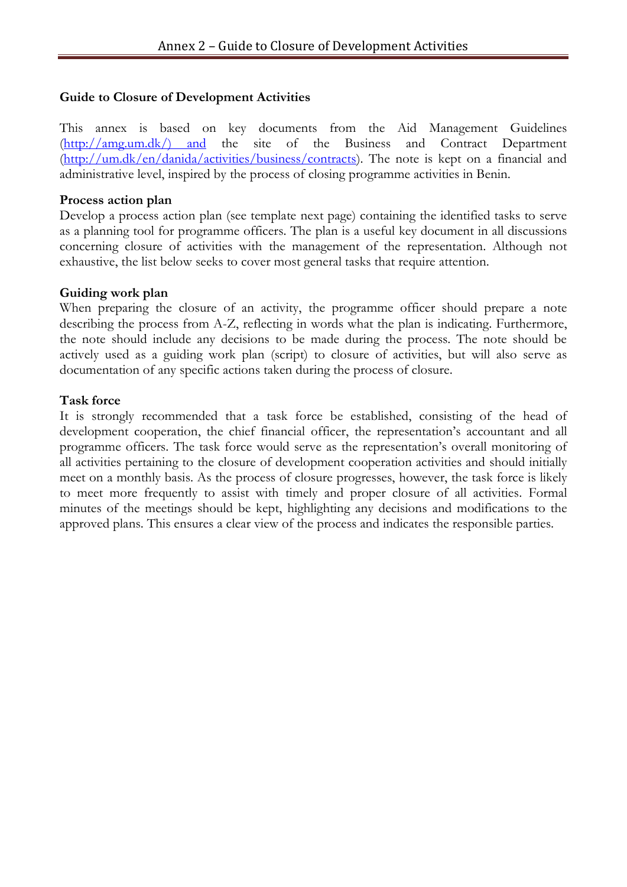## Guide to Closure of Development Activities

This annex is based on key documents from the Aid Management Guidelines (http://amg.um.dk/) and the site of the Business and Contract Department (http://um.dk/en/danida/activities/business/contracts). The note is kept on a financial and administrative level, inspired by the process of closing programme activities in Benin.

### Process action plan

Develop a process action plan (see template next page) containing the identified tasks to serve as a planning tool for programme officers. The plan is a useful key document in all discussions concerning closure of activities with the management of the representation. Although not exhaustive, the list below seeks to cover most general tasks that require attention.

### Guiding work plan

When preparing the closure of an activity, the programme officer should prepare a note describing the process from A-Z, reflecting in words what the plan is indicating. Furthermore, the note should include any decisions to be made during the process. The note should be actively used as a guiding work plan (script) to closure of activities, but will also serve as documentation of any specific actions taken during the process of closure.

### Task force

It is strongly recommended that a task force be established, consisting of the head of development cooperation, the chief financial officer, the representation's accountant and all programme officers. The task force would serve as the representation's overall monitoring of all activities pertaining to the closure of development cooperation activities and should initially meet on a monthly basis. As the process of closure progresses, however, the task force is likely to meet more frequently to assist with timely and proper closure of all activities. Formal minutes of the meetings should be kept, highlighting any decisions and modifications to the approved plans. This ensures a clear view of the process and indicates the responsible parties.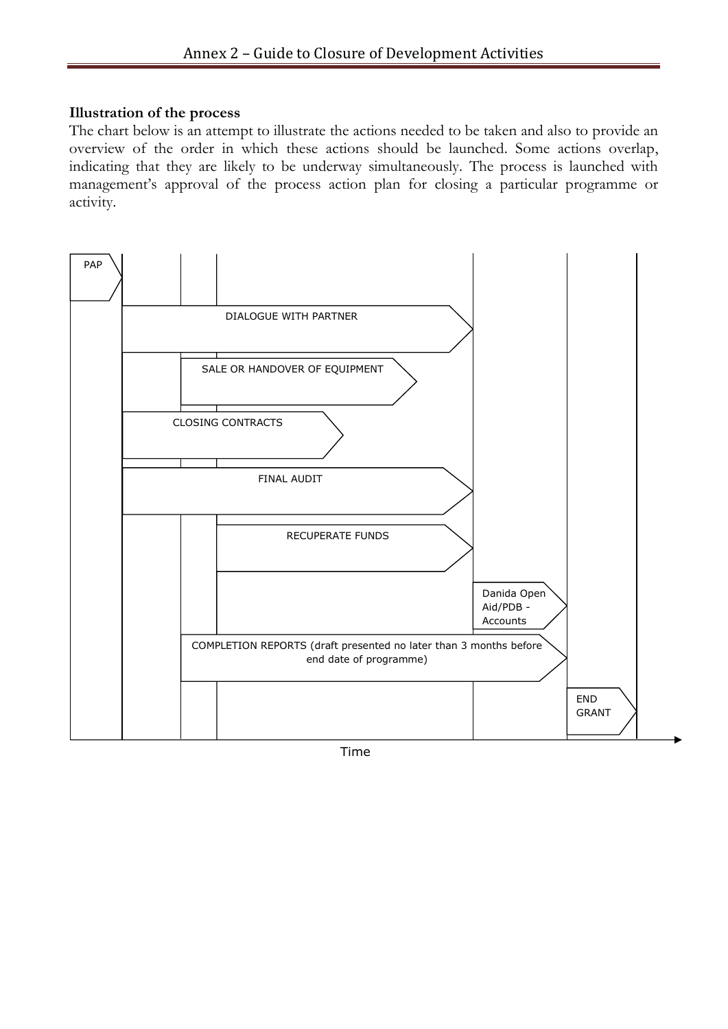**Illustration of the process**

The chart below is an attempt to illustrate the actions needed to be taken and also to provide an overview of the order in which these actions should be launched. Some actions overlap, indicating that they are likely to be underway simultaneously. The process is launched with management's approval of the process action plan for closing a particular programme or activity.

PAP

DIALOGUE WITH PARTNER

SALE OR HANDOVER OF EQUIPMENT

CLOSING CONTRACTS

FINAL AUDIT

RECUPERATE FUNDS

Danida Open Aid/PDB - Accounts

COMPLETION REPORTS (draft presented no later than 3 months before end date of programme)

END GRANT

Time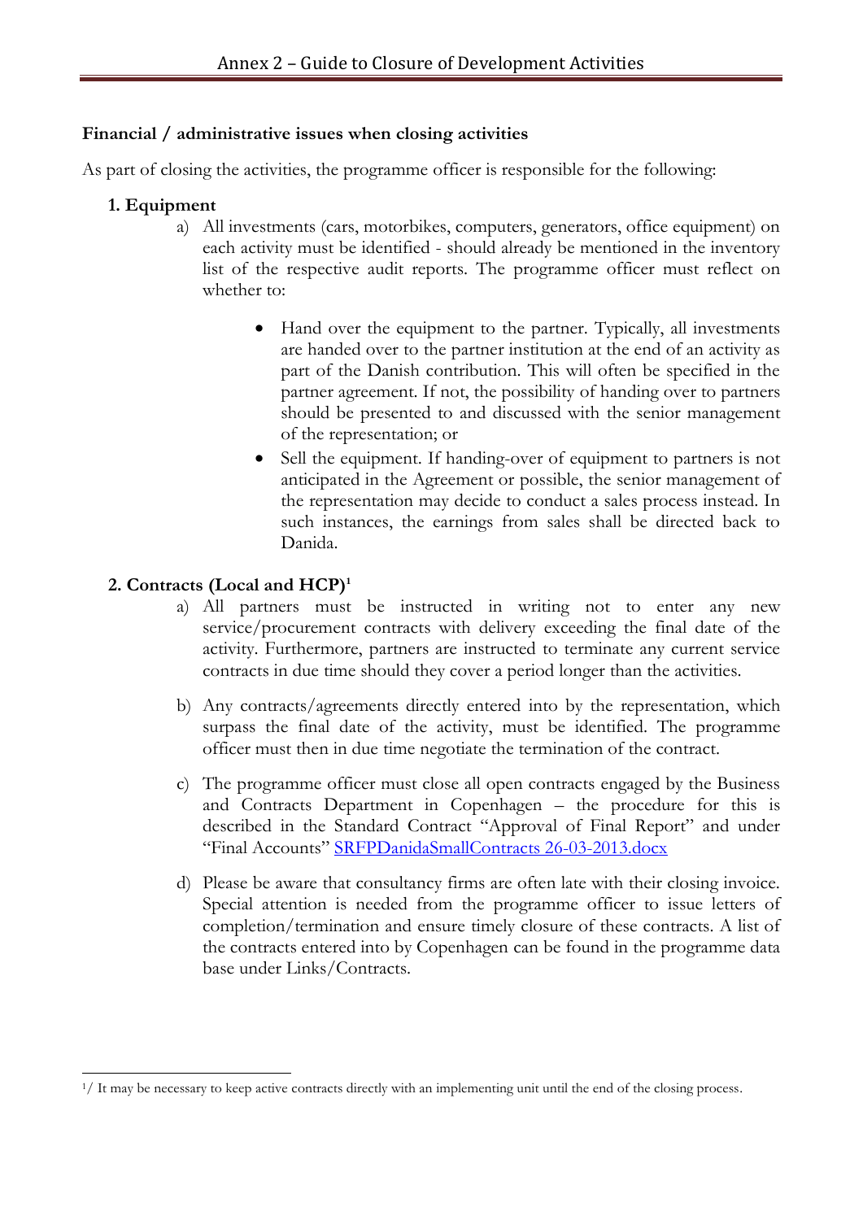**Financial / administrative issues when closing activities**

As part of closing the activities, the programme officer is responsible for the following:

**1. Equipment**

a) All investments (cars, motorbikes, computers, generators, office equipment) on each activity must be identified - should already be mentioned in the inventory list of the respective audit reports. The programme officer must reflect on whether to:

- Hand over the equipment to the partner. Typically, all investments are handed over to the partner institution at the end of an activity as part of the Danish contribution. This will often be specified in the partner agreement. If not, the possibility of handing over to partners should be presented to and discussed with the senior management of the representation; or
- Sell the equipment. If handing-over of equipment to partners is not anticipated in the Agreement or possible, the senior management of the representation may decide to conduct a sales process instead. In such instances, the earnings from sales shall be directed back to Danida.

**2. Contracts (Local and HCP)[1]**

a) All partners must be instructed in writing not to enter any new service/procurement contracts with delivery exceeding the final date of the activity. Furthermore, partners are instructed to terminate any current service contracts in due time should they cover a period longer than the activities.

b) Any contracts/agreements directly entered into by the representation, which surpass the final date of the activity, must be identified. The programme officer must then in due time negotiate the termination of the contract.

c) The programme officer must close all open contracts engaged by the Business and Contracts Department in Copenhagen – the procedure for this is described in the Standard Contract "Approval of Final Report" and under "Final Accounts" SRFPDanidaSmallContracts 26-03-2013.docx

d) Please be aware that consultancy firms are often late with their closing invoice. Special attention is needed from the programme officer to issue letters of completion/termination and ensure timely closure of these contracts. A list of the contracts entered into by Copenhagen can be found in the programme data base under Links/Contracts.

---

[1]/ It may be necessary to keep active contracts directly with an implementing unit until the end of the closing process.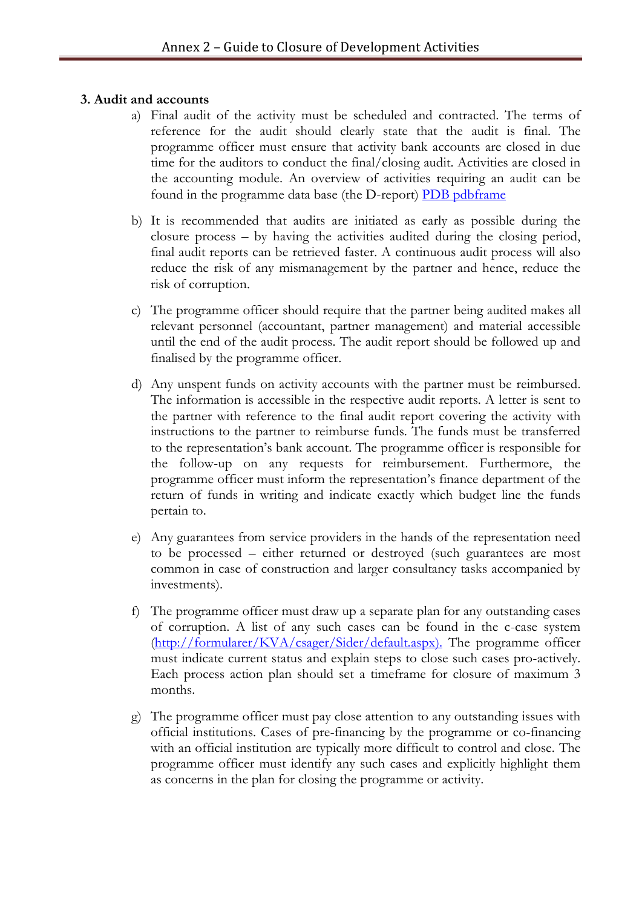## 3. Audit and accounts

a) Final audit of the activity must be scheduled and contracted. The terms of reference for the audit should clearly state that the audit is final. The programme officer must ensure that activity bank accounts are closed in due time for the auditors to conduct the final/closing audit. Activities are closed in the accounting module. An overview of activities requiring an audit can be found in the programme data base (the D-report) PDB pdbframe

b) It is recommended that audits are initiated as early as possible during the closure process – by having the activities audited during the closing period, final audit reports can be retrieved faster. A continuous audit process will also reduce the risk of any mismanagement by the partner and hence, reduce the risk of corruption.

c) The programme officer should require that the partner being audited makes all relevant personnel (accountant, partner management) and material accessible until the end of the audit process. The audit report should be followed up and finalised by the programme officer.

d) Any unspent funds on activity accounts with the partner must be reimbursed. The information is accessible in the respective audit reports. A letter is sent to the partner with reference to the final audit report covering the activity with instructions to the partner to reimburse funds. The funds must be transferred to the representation's bank account. The programme officer is responsible for the follow-up on any requests for reimbursement. Furthermore, the programme officer must inform the representation's finance department of the return of funds in writing and indicate exactly which budget line the funds pertain to.

e) Any guarantees from service providers in the hands of the representation need to be processed – either returned or destroyed (such guarantees are most common in case of construction and larger consultancy tasks accompanied by investments).

f) The programme officer must draw up a separate plan for any outstanding cases of corruption. A list of any such cases can be found in the c-case system (http://formularer/KVA/csager/Sider/default.aspx). The programme officer must indicate current status and explain steps to close such cases pro-actively. Each process action plan should set a timeframe for closure of maximum 3 months.

g) The programme officer must pay close attention to any outstanding issues with official institutions. Cases of pre-financing by the programme or co-financing with an official institution are typically more difficult to control and close. The programme officer must identify any such cases and explicitly highlight them as concerns in the plan for closing the programme or activity.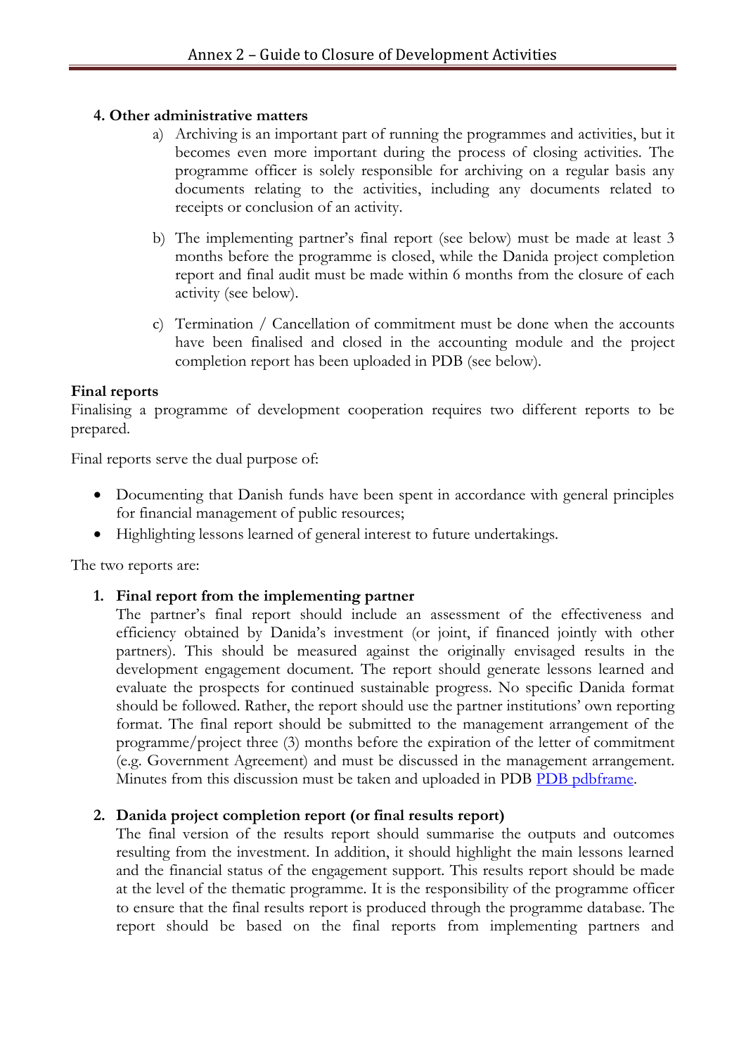## 4. Other administrative matters

a) Archiving is an important part of running the programmes and activities, but it becomes even more important during the process of closing activities. The programme officer is solely responsible for archiving on a regular basis any documents relating to the activities, including any documents related to receipts or conclusion of an activity.

b) The implementing partner's final report (see below) must be made at least 3 months before the programme is closed, while the Danida project completion report and final audit must be made within 6 months from the closure of each activity (see below).

c) Termination / Cancellation of commitment must be done when the accounts have been finalised and closed in the accounting module and the project completion report has been uploaded in PDB (see below).

**Final reports**

Finalising a programme of development cooperation requires two different reports to be prepared.

Final reports serve the dual purpose of:

- Documenting that Danish funds have been spent in accordance with general principles for financial management of public resources;
- Highlighting lessons learned of general interest to future undertakings.

The two reports are:

1. **Final report from the implementing partner**
   The partner's final report should include an assessment of the effectiveness and efficiency obtained by Danida's investment (or joint, if financed jointly with other partners). This should be measured against the originally envisaged results in the development engagement document. The report should generate lessons learned and evaluate the prospects for continued sustainable progress. No specific Danida format should be followed. Rather, the report should use the partner institutions' own reporting format. The final report should be submitted to the management arrangement of the programme/project three (3) months before the expiration of the letter of commitment (e.g. Government Agreement) and must be discussed in the management arrangement. Minutes from this discussion must be taken and uploaded in PDB PDB pdbframe.

2. **Danida project completion report (or final results report)**
   The final version of the results report should summarise the outputs and outcomes resulting from the investment. In addition, it should highlight the main lessons learned and the financial status of the engagement support. This results report should be made at the level of the thematic programme. It is the responsibility of the programme officer to ensure that the final results report is produced through the programme database. The report should be based on the final reports from implementing partners and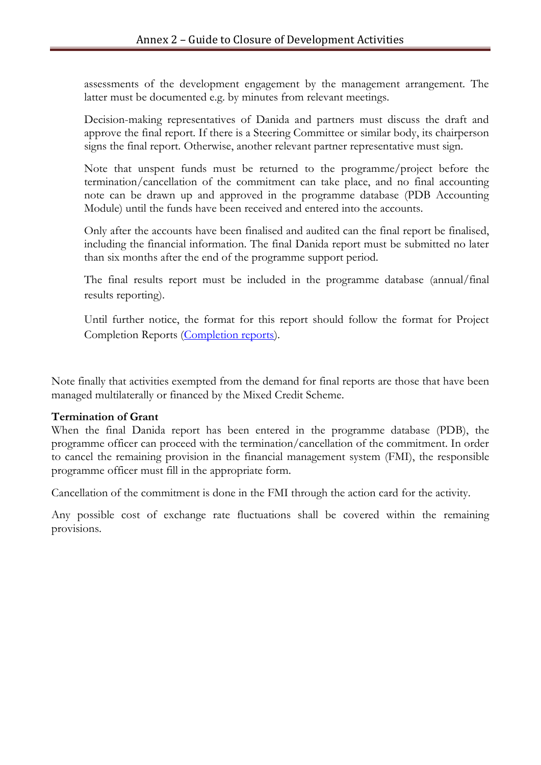assessments of the development engagement by the management arrangement. The latter must be documented e.g. by minutes from relevant meetings.

Decision-making representatives of Danida and partners must discuss the draft and approve the final report. If there is a Steering Committee or similar body, its chairperson signs the final report. Otherwise, another relevant partner representative must sign.

Note that unspent funds must be returned to the programme/project before the termination/cancellation of the commitment can take place, and no final accounting note can be drawn up and approved in the programme database (PDB Accounting Module) until the funds have been received and entered into the accounts.

Only after the accounts have been finalised and audited can the final report be finalised, including the financial information. The final Danida report must be submitted no later than six months after the end of the programme support period.

The final results report must be included in the programme database (annual/final results reporting).

Until further notice, the format for this report should follow the format for Project Completion Reports (Completion reports).

Note finally that activities exempted from the demand for final reports are those that have been managed multilaterally or financed by the Mixed Credit Scheme.

**Termination of Grant**

When the final Danida report has been entered in the programme database (PDB), the programme officer can proceed with the termination/cancellation of the commitment. In order to cancel the remaining provision in the financial management system (FMI), the responsible programme officer must fill in the appropriate form.

Cancellation of the commitment is done in the FMI through the action card for the activity.

Any possible cost of exchange rate fluctuations shall be covered within the remaining provisions.